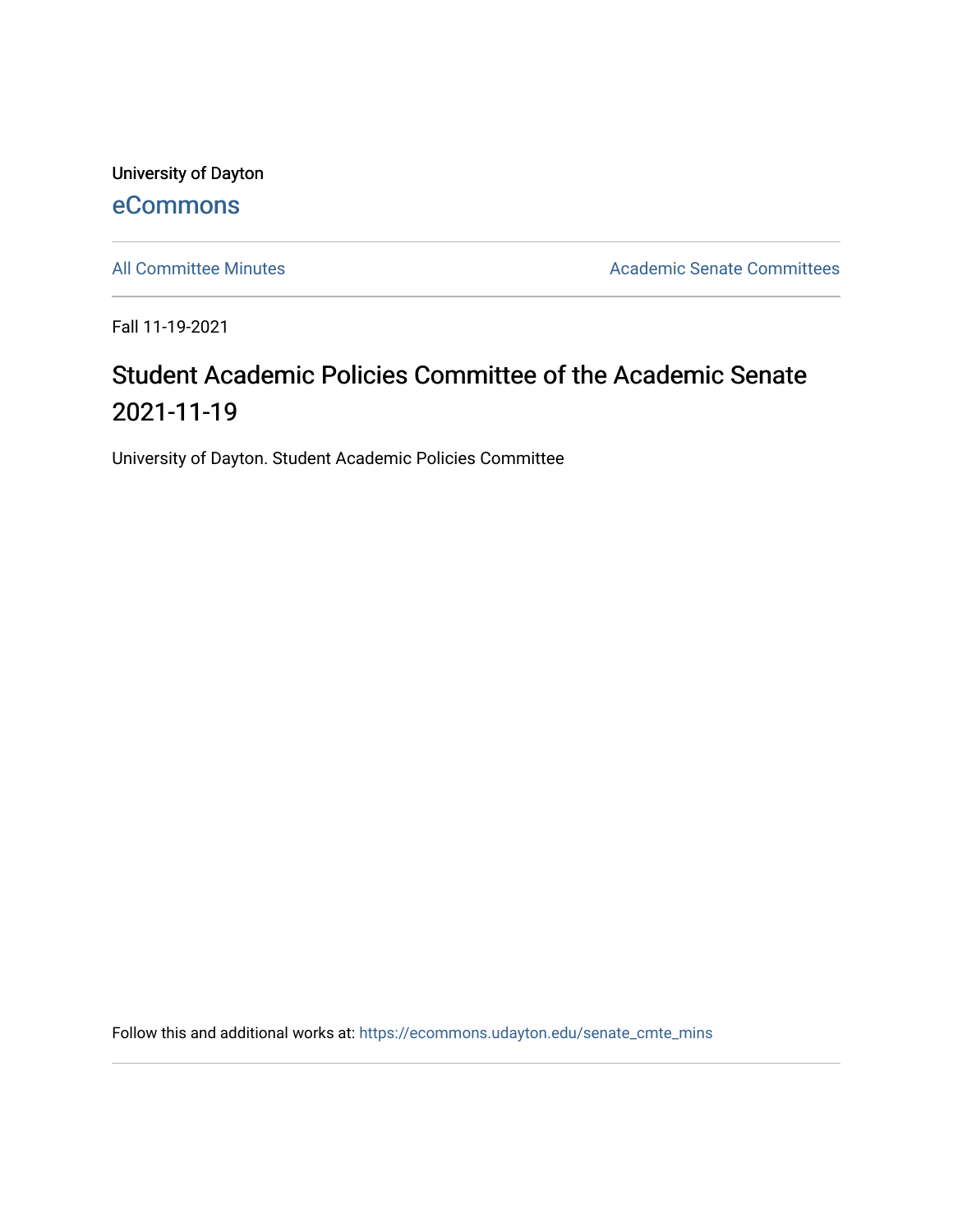University of Dayton

eCommons

All Committee Minutes

Academic Senate Committees

Fall 11-19-2021

# Student Academic Policies Committee of the Academic Senate 2021-11-19

University of Dayton. Student Academic Policies Committee

Follow this and additional works at: https://ecommons.udayton.edu/senate_cmte_mins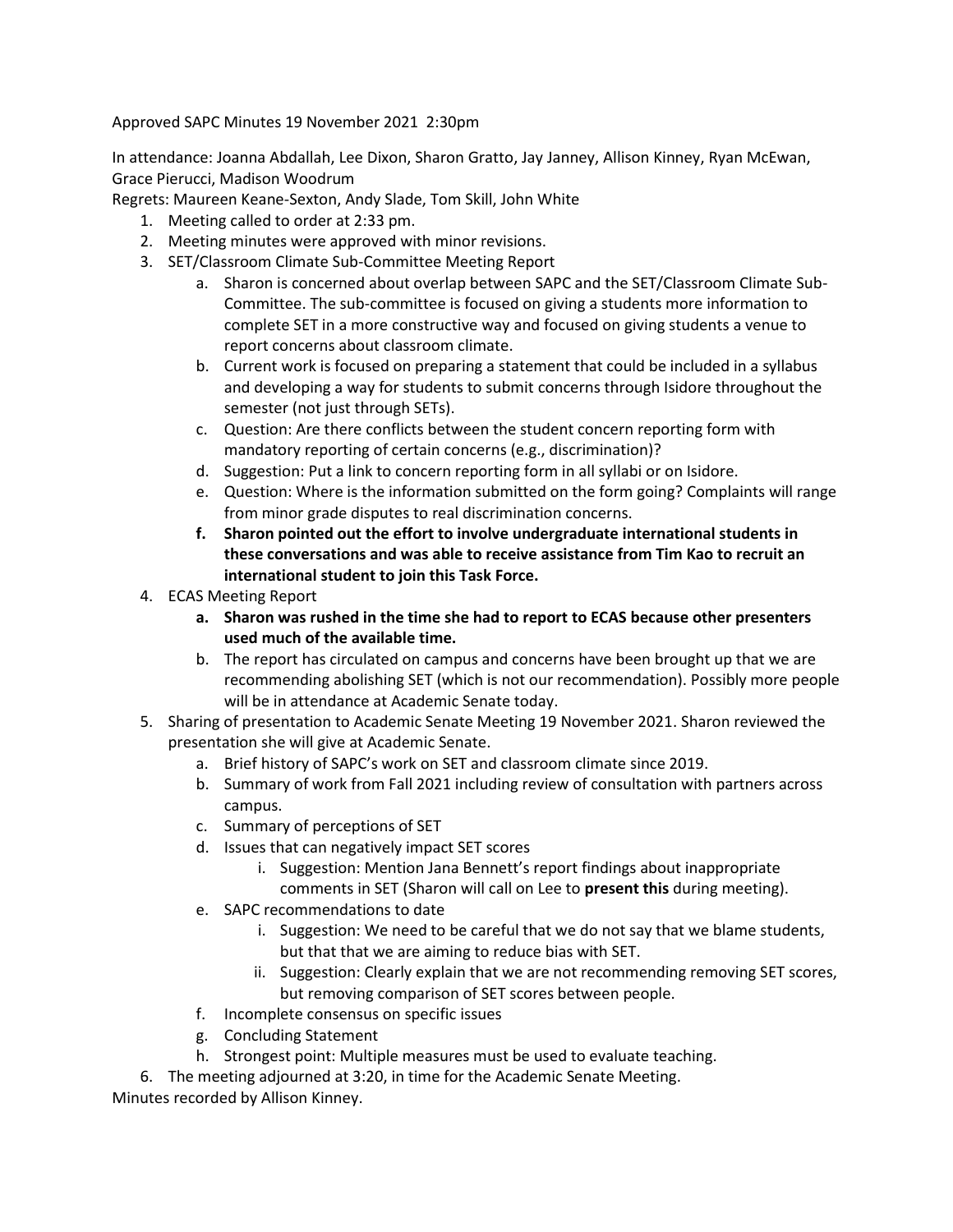Approved SAPC Minutes 19 November 2021 2:30pm

In attendance: Joanna Abdallah, Lee Dixon, Sharon Gratto, Jay Janney, Allison Kinney, Ryan McEwan, Grace Pierucci, Madison Woodrum

Regrets: Maureen Keane-Sexton, Andy Slade, Tom Skill, John White

1. Meeting called to order at 2:33 pm.
2. Meeting minutes were approved with minor revisions.
3. SET/Classroom Climate Sub-Committee Meeting Report
   a. Sharon is concerned about overlap between SAPC and the SET/Classroom Climate Sub-Committee. The sub-committee is focused on giving a students more information to complete SET in a more constructive way and focused on giving students a venue to report concerns about classroom climate.
   b. Current work is focused on preparing a statement that could be included in a syllabus and developing a way for students to submit concerns through Isidore throughout the semester (not just through SETs).
   c. Question: Are there conflicts between the student concern reporting form with mandatory reporting of certain concerns (e.g., discrimination)?
   d. Suggestion: Put a link to concern reporting form in all syllabi or on Isidore.
   e. Question: Where is the information submitted on the form going? Complaints will range from minor grade disputes to real discrimination concerns.
   f. **Sharon pointed out the effort to involve undergraduate international students in these conversations and was able to receive assistance from Tim Kao to recruit an international student to join this Task Force.**
4. ECAS Meeting Report
   a. **Sharon was rushed in the time she had to report to ECAS because other presenters used much of the available time.**
   b. The report has circulated on campus and concerns have been brought up that we are recommending abolishing SET (which is not our recommendation). Possibly more people will be in attendance at Academic Senate today.
5. Sharing of presentation to Academic Senate Meeting 19 November 2021. Sharon reviewed the presentation she will give at Academic Senate.
   a. Brief history of SAPC's work on SET and classroom climate since 2019.
   b. Summary of work from Fall 2021 including review of consultation with partners across campus.
   c. Summary of perceptions of SET
   d. Issues that can negatively impact SET scores
      i. Suggestion: Mention Jana Bennett's report findings about inappropriate comments in SET (Sharon will call on Lee to **present this** during meeting).
   e. SAPC recommendations to date
      i. Suggestion: We need to be careful that we do not say that we blame students, but that that we are aiming to reduce bias with SET.
      ii. Suggestion: Clearly explain that we are not recommending removing SET scores, but removing comparison of SET scores between people.
   f. Incomplete consensus on specific issues
   g. Concluding Statement
   h. Strongest point: Multiple measures must be used to evaluate teaching.
6. The meeting adjourned at 3:20, in time for the Academic Senate Meeting.

Minutes recorded by Allison Kinney.